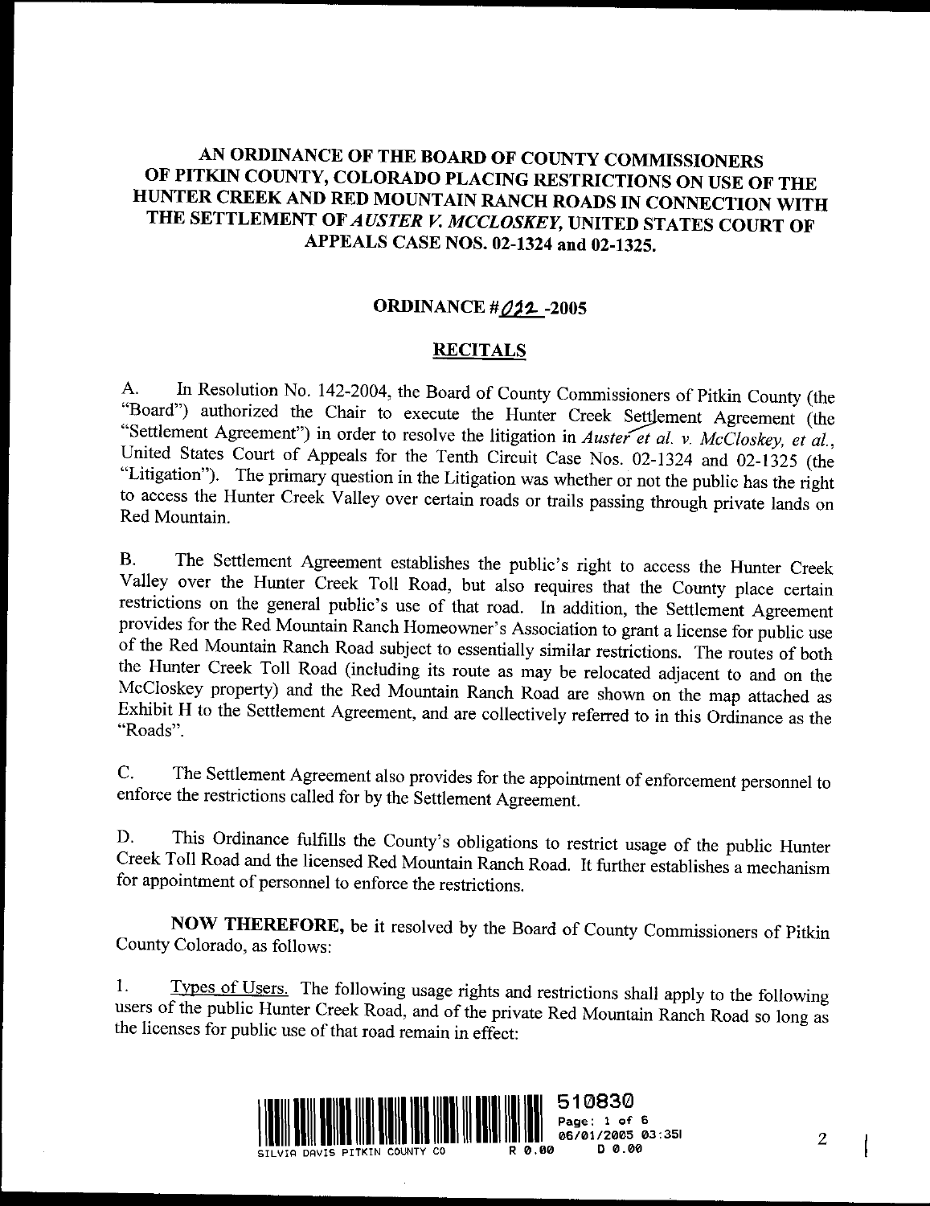# AN ORDINANCE OF THE BOARD OF COUNTY COMMISSIONERS OF PITKIN COUNTY, COLORADO PLACING RESTRICTIONS ON USE OF THE HUNTER CREEK AND RED MOUNTAIN RANCH ROADS IN CONNECTION WITH THE SETTLEMENT OF *AUSTER V. MCCLOSKEY,* UNITED STATES COURT OF APPEALS CASE NOS. 02-1324 and 02-1325.

## ORDINANCE #022-2005

## RECITALS

A. In Resolution No. 142-2004, the Board of County Commissioners of Pitkin County (the "Board") authorized the Chair to execute the Hunter Creek Settlement Agreement (the "Settlement Agreement") in order to resolve the litigation in *Auster et al. v. McCloskey, et al.*, United States Court of Appeals for the Tenth Circuit Case Nos. 02-1324 and 02-1325 (the "Litigation"). The primary question in the Litigation was whether or not the public has the right to access the Hunter Creek Valley over certain roads or trails passing through private lands on Red Mountain.

B. The Settlement Agreement establishes the public's right to access the Hunter Creek Valley over the Hunter Creek Toll Road, but also requires that the County place certain restrictions on the general public's use of that road. In addition, the Settlement Agreement provides for the Red Mountain Ranch Homeowner's Association to grant a license for public use of the Red Mountain Ranch Road subject to essentially similar restrictions. The routes of both the Hunter Creek Toll Road (including its route as may be relocated adjacent to and on the McCloskey property) and the Red Mountain Ranch Road are shown on the map attached as Exhibit H to the Settlement Agreement, and are collectively referred to in this Ordinance as the "Roads".

C. The Settlement Agreement also provides for the appointment of enforcement personnel to enforce the restrictions called for by the Settlement Agreement.

D. This Ordinance fulfills the County's obligations to restrict usage of the public Hunter Creek Toll Road and the licensed Red Mountain Ranch Road. It further establishes a mechanism for appointment of personnel to enforce the restrictions.

**NOW THEREFORE,** be it resolved by the Board of County Commissioners of Pitkin County Colorado, as follows:

1. Types of Users. The following usage rights and restrictions shall apply to the following users of the public Hunter Creek Road, and of the private Red Mountain Ranch Road so long as the licenses for public use of that road remain in effect:

510830 SILVIA DAVIS PITKIN COUNTY CO 06/01/2005 03:35P R 0.00 D 0.00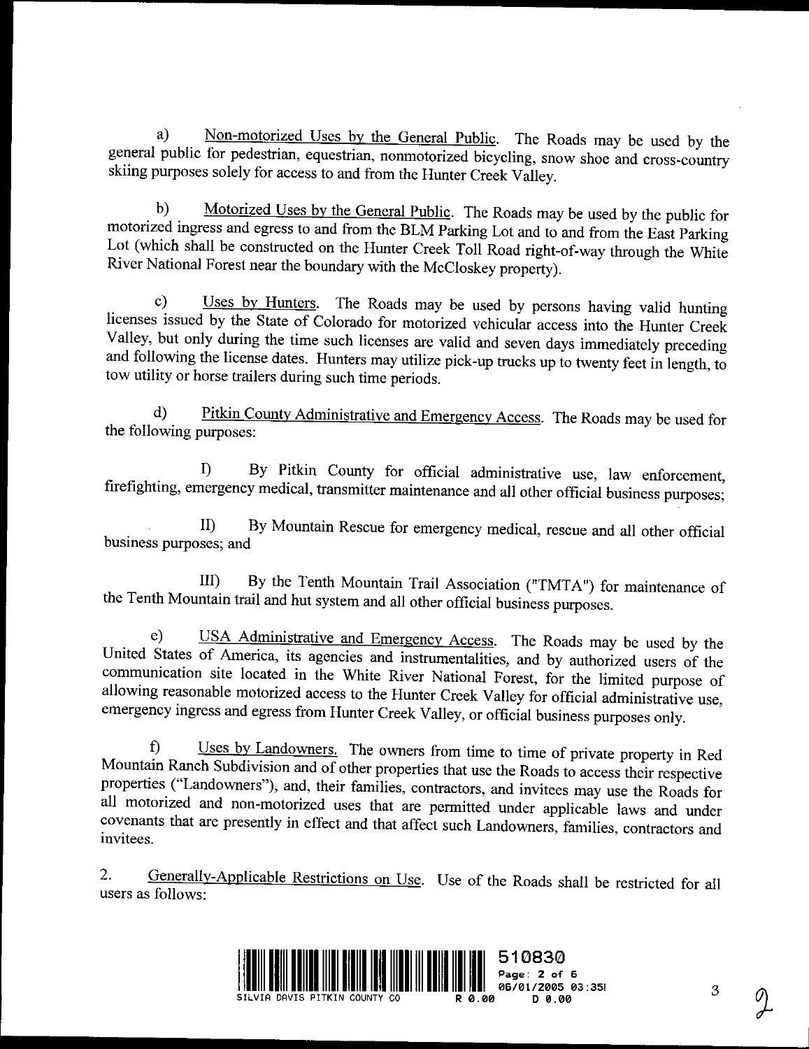a) <u>Non-motorized Uses by the General Public</u>. The Roads may be used by the general public for pedestrian, equestrian, nonmotorized bicycling, snow shoe and cross-country skiing purposes solely for access to and from the Hunter Creek Valley.

b) <u>Motorized Uses by the General Public</u>. The Roads may be used by the public for motorized ingress and egress to and from the BLM Parking Lot and to and from the East Parking Lot (which shall be constructed on the Hunter Creek Toll Road right-of-way through the White River National Forest near the boundary with the McCloskey property).

c) <u>Uses by Hunters</u>. The Roads may be used by persons having valid hunting licenses issued by the State of Colorado for motorized vehicular access into the Hunter Creek Valley, but only during the time such licenses are valid and seven days immediately preceding and following the license dates. Hunters may utilize pick-up trucks up to twenty feet in length, to tow utility or horse trailers during such time periods.

d) <u>Pitkin County Administrative and Emergency Access</u>. The Roads may be used for the following purposes:

I) By Pitkin County for official administrative use, law enforcement, firefighting, emergency medical, transmitter maintenance and all other official business purposes;

II) By Mountain Rescue for emergency medical, rescue and all other official business purposes; and

III) By the Tenth Mountain Trail Association ("TMTA") for maintenance of the Tenth Mountain trail and hut system and all other official business purposes.

e) <u>USA Administrative and Emergency Access</u>. The Roads may be used by the United States of America, its agencies and instrumentalities, and by authorized users of the communication site located in the White River National Forest, for the limited purpose of allowing reasonable motorized access to the Hunter Creek Valley for official administrative use, emergency ingress and egress from Hunter Creek Valley, or official business purposes only.

f) <u>Uses by Landowners.</u> The owners from time to time of private property in Red Mountain Ranch Subdivision and of other properties that use the Roads to access their respective properties ("Landowners"), and, their families, contractors, and invitees may use the Roads for all motorized and non-motorized uses that are permitted under applicable laws and under covenants that are presently in effect and that affect such Landowners, families, contractors and invitees.

2. <u>Generally-Applicable Restrictions on Use</u>. Use of the Roads shall be restricted for all users as follows:

510830 Page: 2 of 6 06/01/2005 03:35P
SILVIA DAVIS PITKIN COUNTY CO R 0.00 D 0.00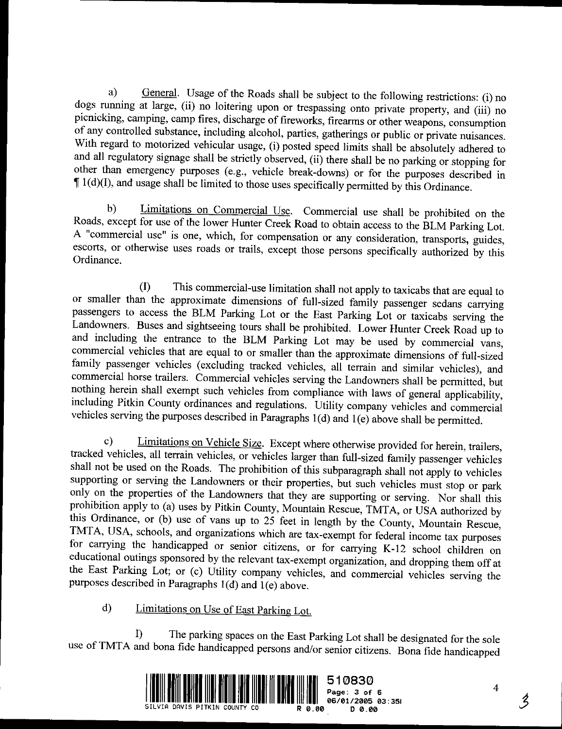a) General. Usage of the Roads shall be subject to the following restrictions: (i) no dogs running at large, (ii) no loitering upon or trespassing onto private property, and (iii) no picnicking, camping, camp fires, discharge of fireworks, firearms or other weapons, consumption of any controlled substance, including alcohol, parties, gatherings or public or private nuisances. With regard to motorized vehicular usage, (i) posted speed limits shall be absolutely adhered to and all regulatory signage shall be strictly observed, (ii) there shall be no parking or stopping for other than emergency purposes (e.g., vehicle break-downs) or for the purposes described in ¶ 1(d)(I), and usage shall be limited to those uses specifically permitted by this Ordinance.

b) Limitations on Commercial Use. Commercial use shall be prohibited on the Roads, except for use of the lower Hunter Creek Road to obtain access to the BLM Parking Lot. A "commercial use" is one, which, for compensation or any consideration, transports, guides, escorts, or otherwise uses roads or trails, except those persons specifically authorized by this Ordinance.

(I) This commercial-use limitation shall not apply to taxicabs that are equal to or smaller than the approximate dimensions of full-sized family passenger sedans carrying passengers to access the BLM Parking Lot or the East Parking Lot or taxicabs serving the Landowners. Buses and sightseeing tours shall be prohibited. Lower Hunter Creek Road up to and including the entrance to the BLM Parking Lot may be used by commercial vans, commercial vehicles that are equal to or smaller than the approximate dimensions of full-sized family passenger vehicles (excluding tracked vehicles, all terrain and similar vehicles), and commercial horse trailers. Commercial vehicles serving the Landowners shall be permitted, but nothing herein shall exempt such vehicles from compliance with laws of general applicability, including Pitkin County ordinances and regulations. Utility company vehicles and commercial vehicles serving the purposes described in Paragraphs 1(d) and 1(e) above shall be permitted.

c) Limitations on Vehicle Size. Except where otherwise provided for herein, trailers, tracked vehicles, all terrain vehicles, or vehicles larger than full-sized family passenger vehicles shall not be used on the Roads. The prohibition of this subparagraph shall not apply to vehicles supporting or serving the Landowners or their properties, but such vehicles must stop or park only on the properties of the Landowners that they are supporting or serving. Nor shall this prohibition apply to (a) uses by Pitkin County, Mountain Rescue, TMTA, or USA authorized by this Ordinance, or (b) use of vans up to 25 feet in length by the County, Mountain Rescue, TMTA, USA, schools, and organizations which are tax-exempt for federal income tax purposes for carrying the handicapped or senior citizens, or for carrying K-12 school children on educational outings sponsored by the relevant tax-exempt organization, and dropping them off at the East Parking Lot; or (c) Utility company vehicles, and commercial vehicles serving the purposes described in Paragraphs 1(d) and 1(e) above.

d) Limitations on Use of East Parking Lot.

I) The parking spaces on the East Parking Lot shall be designated for the sole use of TMTA and bona fide handicapped persons and/or senior citizens. Bona fide handicapped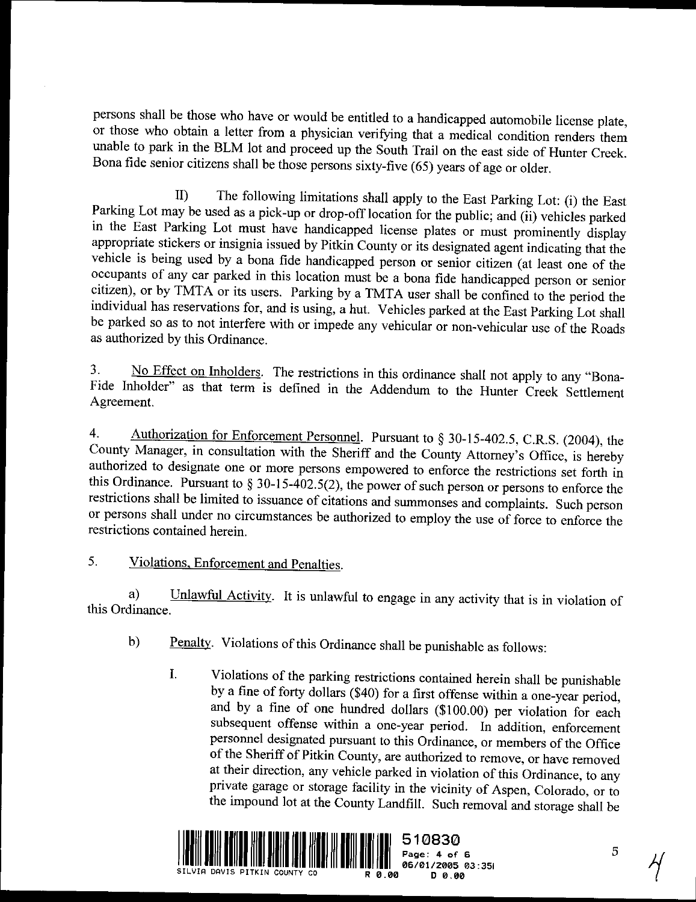persons shall be those who have or would be entitled to a handicapped automobile license plate, or those who obtain a letter from a physician verifying that a medical condition renders them unable to park in the BLM lot and proceed up the South Trail on the east side of Hunter Creek. Bona fide senior citizens shall be those persons sixty-five (65) years of age or older.

II) The following limitations shall apply to the East Parking Lot: (i) the East Parking Lot may be used as a pick-up or drop-off location for the public; and (ii) vehicles parked in the East Parking Lot must have handicapped license plates or must prominently display appropriate stickers or insignia issued by Pitkin County or its designated agent indicating that the vehicle is being used by a bona fide handicapped person or senior citizen (at least one of the occupants of any car parked in this location must be a bona fide handicapped person or senior citizen), or by TMTA or its users. Parking by a TMTA user shall be confined to the period the individual has reservations for, and is using, a hut. Vehicles parked at the East Parking Lot shall be parked so as to not interfere with or impede any vehicular or non-vehicular use of the Roads as authorized by this Ordinance.

3. <u>No Effect on Inholders</u>. The restrictions in this ordinance shall not apply to any "Bona-Fide Inholder" as that term is defined in the Addendum to the Hunter Creek Settlement Agreement.

4. <u>Authorization for Enforcement Personnel</u>. Pursuant to § 30-15-402.5, C.R.S. (2004), the County Manager, in consultation with the Sheriff and the County Attorney's Office, is hereby authorized to designate one or more persons empowered to enforce the restrictions set forth in this Ordinance. Pursuant to § 30-15-402.5(2), the power of such person or persons to enforce the restrictions shall be limited to issuance of citations and summonses and complaints. Such person or persons shall under no circumstances be authorized to employ the use of force to enforce the restrictions contained herein.

5. <u>Violations, Enforcement and Penalties</u>.

a) <u>Unlawful Activity</u>. It is unlawful to engage in any activity that is in violation of this Ordinance.

b) <u>Penalty</u>. Violations of this Ordinance shall be punishable as follows:

I. Violations of the parking restrictions contained herein shall be punishable by a fine of forty dollars ($40) for a first offense within a one-year period, and by a fine of one hundred dollars ($100.00) per violation for each subsequent offense within a one-year period. In addition, enforcement personnel designated pursuant to this Ordinance, or members of the Office of the Sheriff of Pitkin County, are authorized to remove, or have removed at their direction, any vehicle parked in violation of this Ordinance, to any private garage or storage facility in the vicinity of Aspen, Colorado, or to the impound lot at the County Landfill. Such removal and storage shall be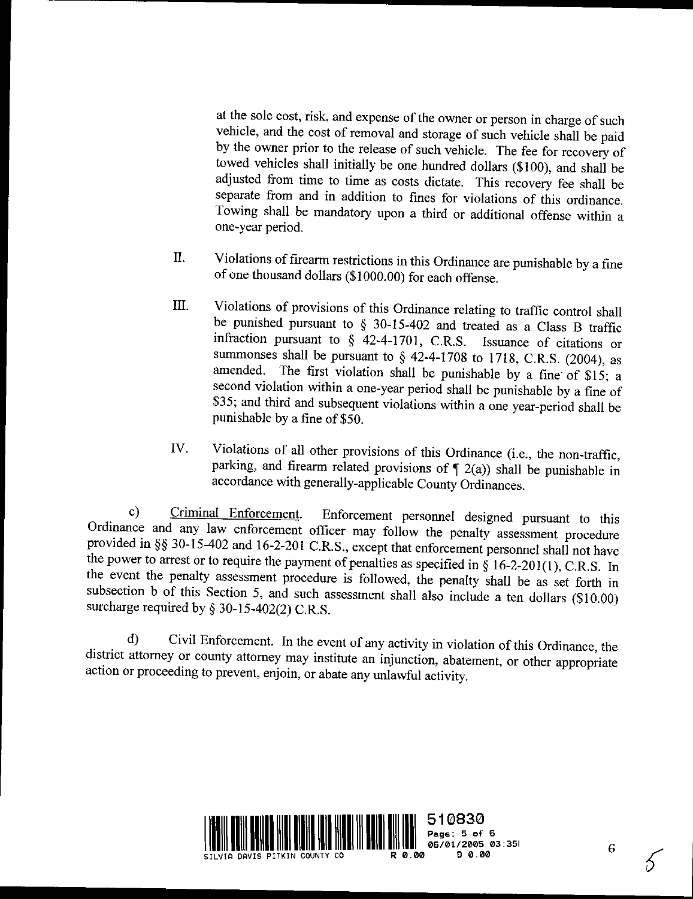at the sole cost, risk, and expense of the owner or person in charge of such vehicle, and the cost of removal and storage of such vehicle shall be paid by the owner prior to the release of such vehicle. The fee for recovery of towed vehicles shall initially be one hundred dollars ($100), and shall be adjusted from time to time as costs dictate. This recovery fee shall be separate from and in addition to fines for violations of this ordinance. Towing shall be mandatory upon a third or additional offense within a one-year period.

II. Violations of firearm restrictions in this Ordinance are punishable by a fine of one thousand dollars ($1000.00) for each offense.

III. Violations of provisions of this Ordinance relating to traffic control shall be punished pursuant to § 30-15-402 and treated as a Class B traffic infraction pursuant to § 42-4-1701, C.R.S. Issuance of citations or summonses shall be pursuant to § 42-4-1708 to 1718, C.R.S. (2004), as amended. The first violation shall be punishable by a fine of $15; a second violation within a one-year period shall be punishable by a fine of $35; and third and subsequent violations within a one year-period shall be punishable by a fine of $50.

IV. Violations of all other provisions of this Ordinance (i.e., the non-traffic, parking, and firearm related provisions of ¶ 2(a)) shall be punishable in accordance with generally-applicable County Ordinances.

c) Criminal Enforcement. Enforcement personnel designed pursuant to this Ordinance and any law enforcement officer may follow the penalty assessment procedure provided in §§ 30-15-402 and 16-2-201 C.R.S., except that enforcement personnel shall not have the power to arrest or to require the payment of penalties as specified in § 16-2-201(1), C.R.S. In the event the penalty assessment procedure is followed, the penalty shall be as set forth in subsection b of this Section 5, and such assessment shall also include a ten dollars ($10.00) surcharge required by § 30-15-402(2) C.R.S.

d) Civil Enforcement. In the event of any activity in violation of this Ordinance, the district attorney or county attorney may institute an injunction, abatement, or other appropriate action or proceeding to prevent, enjoin, or abate any unlawful activity.

510830 Page: 5 of 6 06/01/2005 03:35P SILVIA DAVIS PITKIN COUNTY CO R 0.00 D 0.00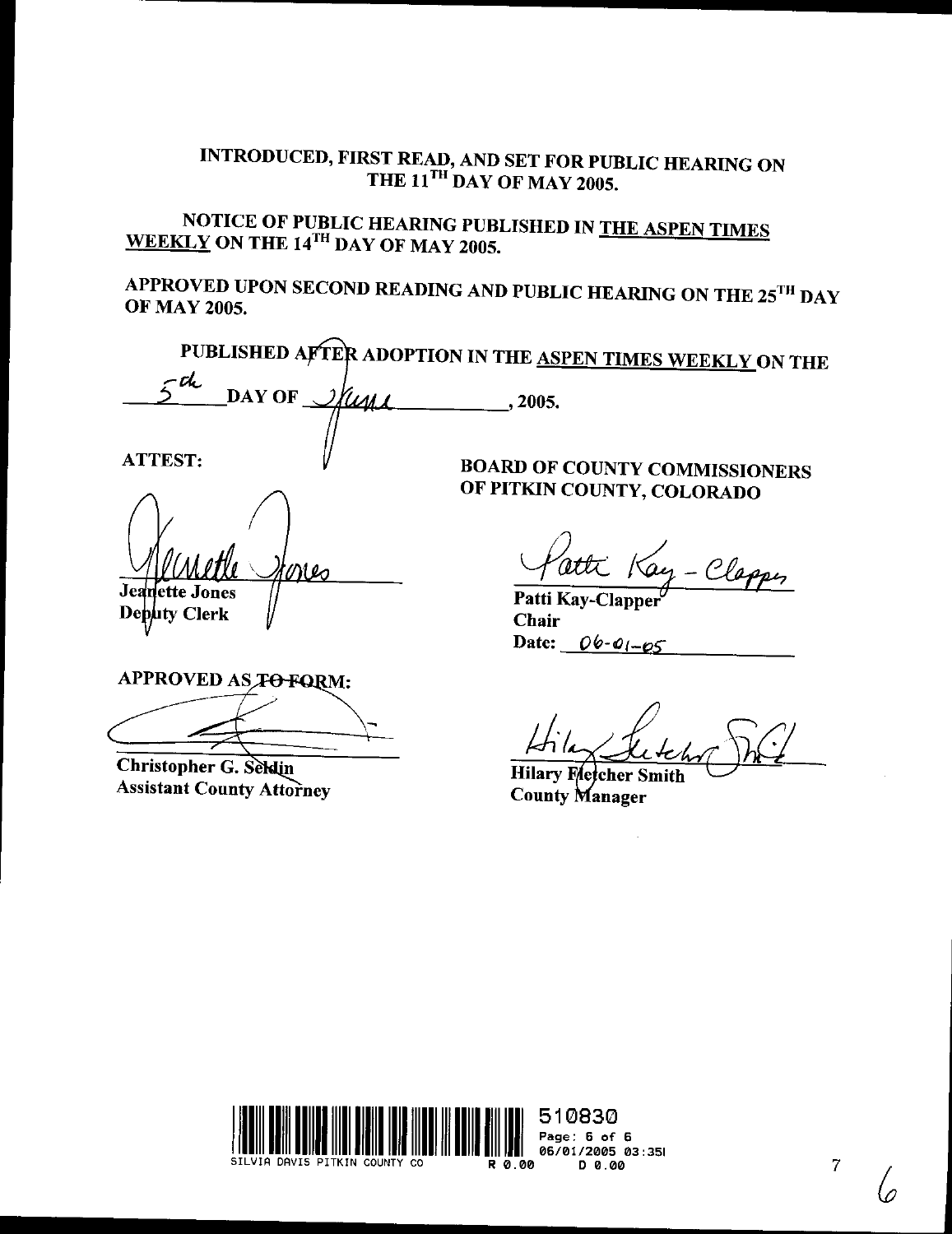INTRODUCED, FIRST READ, AND SET FOR PUBLIC HEARING ON THE 11TH DAY OF MAY 2005.

NOTICE OF PUBLIC HEARING PUBLISHED IN THE ASPEN TIMES WEEKLY ON THE 14TH DAY OF MAY 2005.

APPROVED UPON SECOND READING AND PUBLIC HEARING ON THE 25TH DAY OF MAY 2005.

PUBLISHED AFTER ADOPTION IN THE ASPEN TIMES WEEKLY ON THE 5th DAY OF June, 2005.

ATTEST:

Jeanette Jones
Deputy Clerk

BOARD OF COUNTY COMMISSIONERS OF PITKIN COUNTY, COLORADO

Patti Kay-Clapper
Chair
Date: 06-01-05

APPROVED AS TO FORM:

Christopher G. Seldin
Assistant County Attorney

Hilary Fletcher Smith
County Manager

510830
Page: 6 of 6
06/01/2005 03:35P
SILVIA DAVIS PITKIN COUNTY CO R 0.00 D 0.00